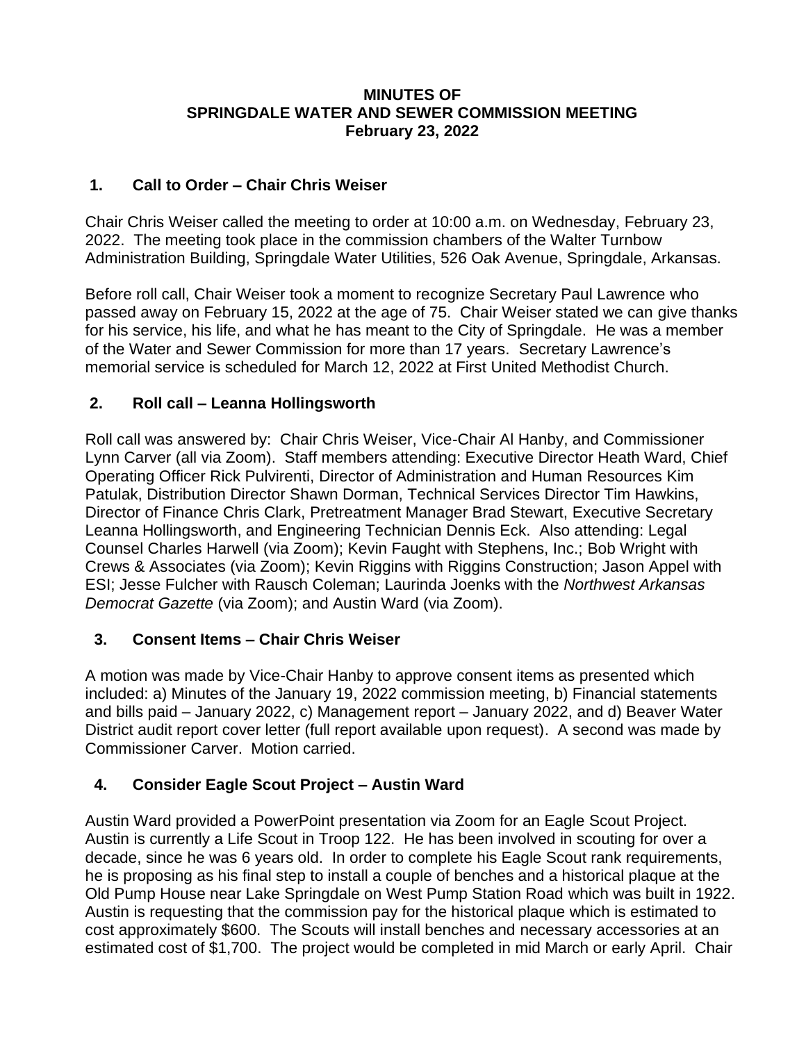# MINUTES OF SPRINGDALE WATER AND SEWER COMMISSION MEETING February 23, 2022

## 1. Call to Order – Chair Chris Weiser

Chair Chris Weiser called the meeting to order at 10:00 a.m. on Wednesday, February 23, 2022. The meeting took place in the commission chambers of the Walter Turnbow Administration Building, Springdale Water Utilities, 526 Oak Avenue, Springdale, Arkansas.

Before roll call, Chair Weiser took a moment to recognize Secretary Paul Lawrence who passed away on February 15, 2022 at the age of 75. Chair Weiser stated we can give thanks for his service, his life, and what he has meant to the City of Springdale. He was a member of the Water and Sewer Commission for more than 17 years. Secretary Lawrence's memorial service is scheduled for March 12, 2022 at First United Methodist Church.

## 2. Roll call – Leanna Hollingsworth

Roll call was answered by: Chair Chris Weiser, Vice-Chair Al Hanby, and Commissioner Lynn Carver (all via Zoom). Staff members attending: Executive Director Heath Ward, Chief Operating Officer Rick Pulvirenti, Director of Administration and Human Resources Kim Patulak, Distribution Director Shawn Dorman, Technical Services Director Tim Hawkins, Director of Finance Chris Clark, Pretreatment Manager Brad Stewart, Executive Secretary Leanna Hollingsworth, and Engineering Technician Dennis Eck. Also attending: Legal Counsel Charles Harwell (via Zoom); Kevin Faught with Stephens, Inc.; Bob Wright with Crews & Associates (via Zoom); Kevin Riggins with Riggins Construction; Jason Appel with ESI; Jesse Fulcher with Rausch Coleman; Laurinda Joenks with the *Northwest Arkansas Democrat Gazette* (via Zoom); and Austin Ward (via Zoom).

## 3. Consent Items – Chair Chris Weiser

A motion was made by Vice-Chair Hanby to approve consent items as presented which included: a) Minutes of the January 19, 2022 commission meeting, b) Financial statements and bills paid – January 2022, c) Management report – January 2022, and d) Beaver Water District audit report cover letter (full report available upon request). A second was made by Commissioner Carver. Motion carried.

## 4. Consider Eagle Scout Project – Austin Ward

Austin Ward provided a PowerPoint presentation via Zoom for an Eagle Scout Project. Austin is currently a Life Scout in Troop 122. He has been involved in scouting for over a decade, since he was 6 years old. In order to complete his Eagle Scout rank requirements, he is proposing as his final step to install a couple of benches and a historical plaque at the Old Pump House near Lake Springdale on West Pump Station Road which was built in 1922. Austin is requesting that the commission pay for the historical plaque which is estimated to cost approximately $600. The Scouts will install benches and necessary accessories at an estimated cost of $1,700. The project would be completed in mid March or early April. Chair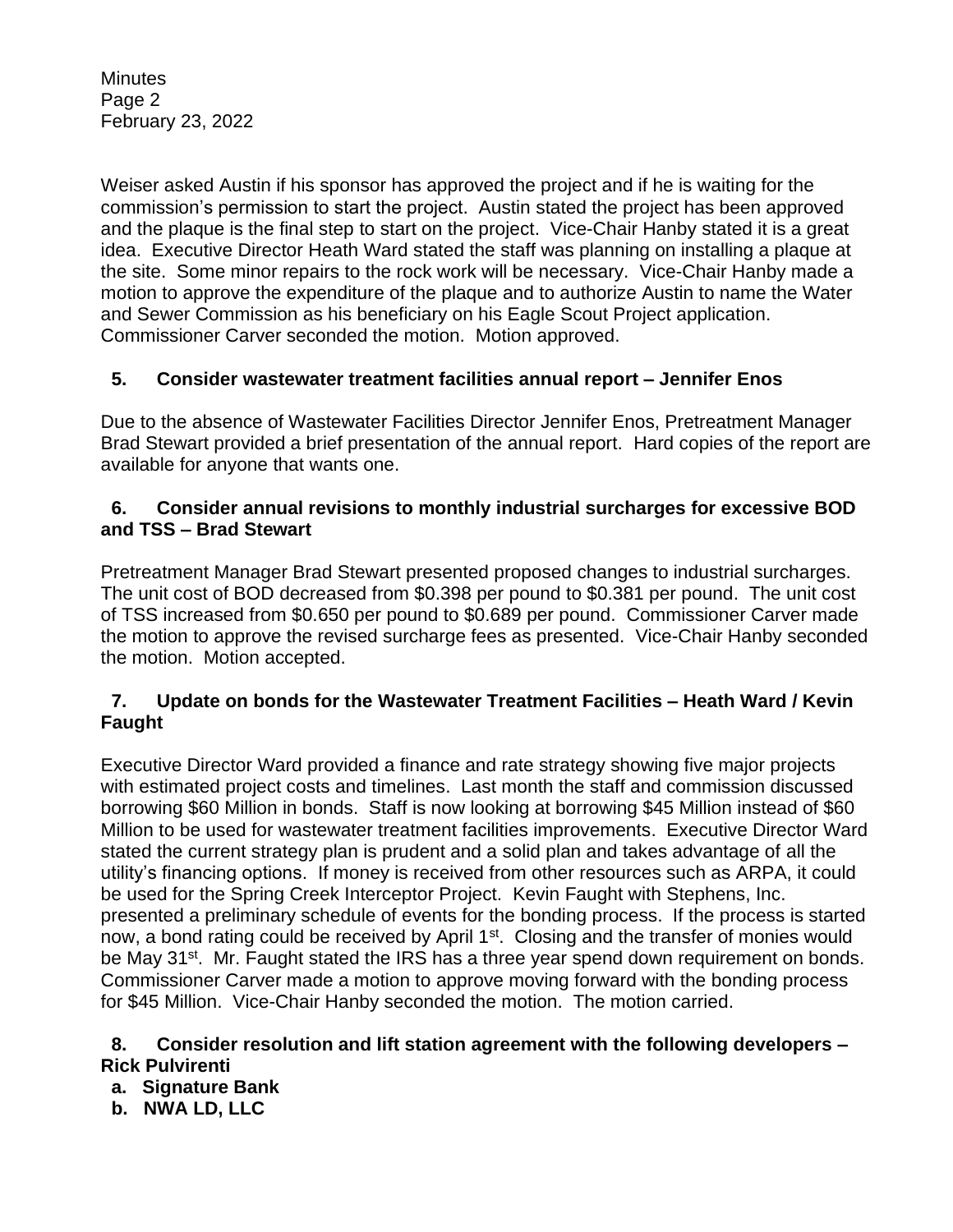Weiser asked Austin if his sponsor has approved the project and if he is waiting for the commission's permission to start the project. Austin stated the project has been approved and the plaque is the final step to start on the project. Vice-Chair Hanby stated it is a great idea. Executive Director Heath Ward stated the staff was planning on installing a plaque at the site. Some minor repairs to the rock work will be necessary. Vice-Chair Hanby made a motion to approve the expenditure of the plaque and to authorize Austin to name the Water and Sewer Commission as his beneficiary on his Eagle Scout Project application. Commissioner Carver seconded the motion. Motion approved.

**5. Consider wastewater treatment facilities annual report – Jennifer Enos**

Due to the absence of Wastewater Facilities Director Jennifer Enos, Pretreatment Manager Brad Stewart provided a brief presentation of the annual report. Hard copies of the report are available for anyone that wants one.

**6. Consider annual revisions to monthly industrial surcharges for excessive BOD and TSS – Brad Stewart**

Pretreatment Manager Brad Stewart presented proposed changes to industrial surcharges. The unit cost of BOD decreased from $0.398 per pound to $0.381 per pound. The unit cost of TSS increased from $0.650 per pound to $0.689 per pound. Commissioner Carver made the motion to approve the revised surcharge fees as presented. Vice-Chair Hanby seconded the motion. Motion accepted.

**7. Update on bonds for the Wastewater Treatment Facilities – Heath Ward / Kevin Faught**

Executive Director Ward provided a finance and rate strategy showing five major projects with estimated project costs and timelines. Last month the staff and commission discussed borrowing $60 Million in bonds. Staff is now looking at borrowing $45 Million instead of $60 Million to be used for wastewater treatment facilities improvements. Executive Director Ward stated the current strategy plan is prudent and a solid plan and takes advantage of all the utility's financing options. If money is received from other resources such as ARPA, it could be used for the Spring Creek Interceptor Project. Kevin Faught with Stephens, Inc. presented a preliminary schedule of events for the bonding process. If the process is started now, a bond rating could be received by April 1st. Closing and the transfer of monies would be May 31st. Mr. Faught stated the IRS has a three year spend down requirement on bonds. Commissioner Carver made a motion to approve moving forward with the bonding process for $45 Million. Vice-Chair Hanby seconded the motion. The motion carried.

**8. Consider resolution and lift station agreement with the following developers – Rick Pulvirenti**

**a. Signature Bank**

**b. NWA LD, LLC**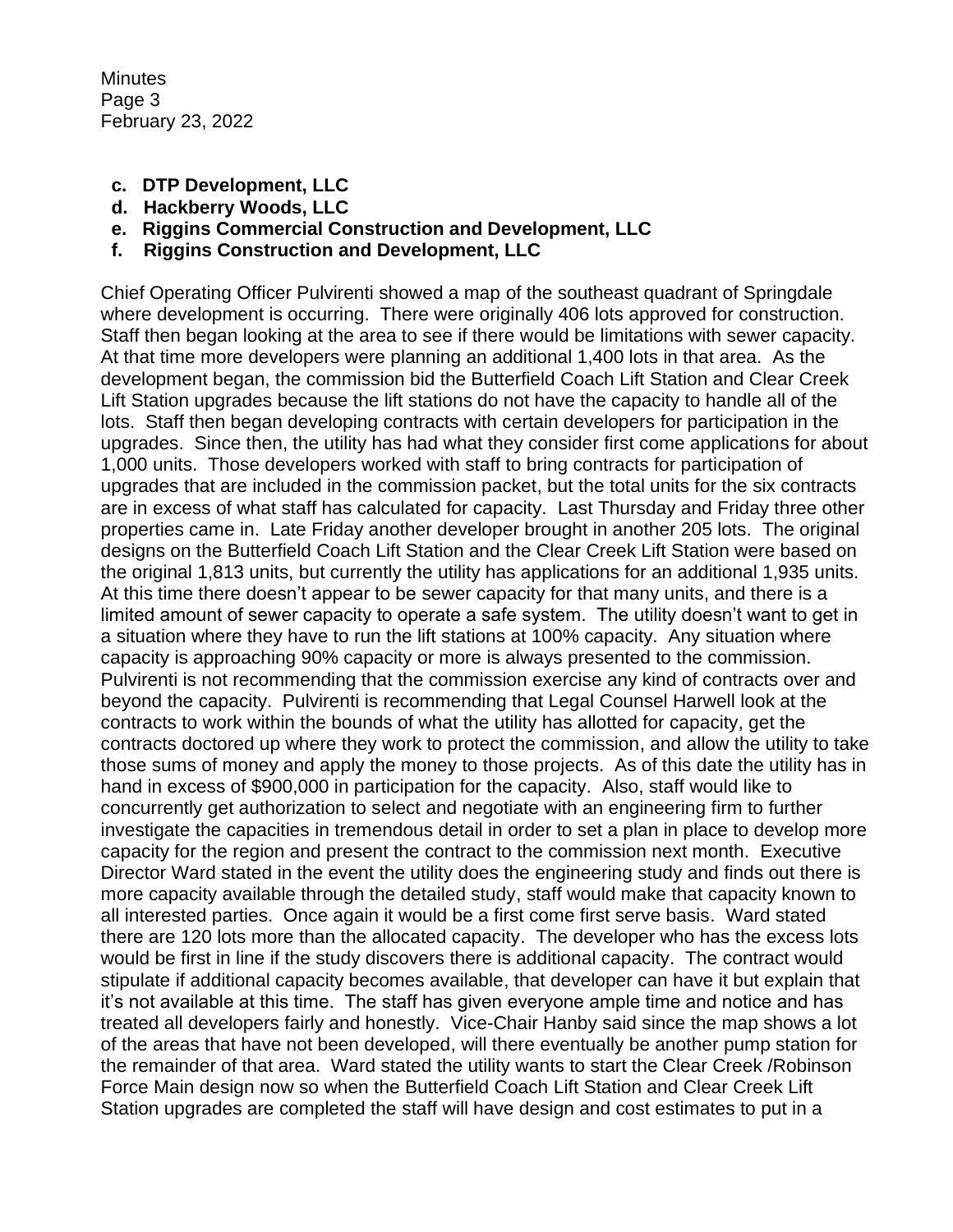- **c. DTP Development, LLC**
- **d. Hackberry Woods, LLC**
- **e. Riggins Commercial Construction and Development, LLC**
- **f. Riggins Construction and Development, LLC**

Chief Operating Officer Pulvirenti showed a map of the southeast quadrant of Springdale where development is occurring. There were originally 406 lots approved for construction. Staff then began looking at the area to see if there would be limitations with sewer capacity. At that time more developers were planning an additional 1,400 lots in that area. As the development began, the commission bid the Butterfield Coach Lift Station and Clear Creek Lift Station upgrades because the lift stations do not have the capacity to handle all of the lots. Staff then began developing contracts with certain developers for participation in the upgrades. Since then, the utility has had what they consider first come applications for about 1,000 units. Those developers worked with staff to bring contracts for participation of upgrades that are included in the commission packet, but the total units for the six contracts are in excess of what staff has calculated for capacity. Last Thursday and Friday three other properties came in. Late Friday another developer brought in another 205 lots. The original designs on the Butterfield Coach Lift Station and the Clear Creek Lift Station were based on the original 1,813 units, but currently the utility has applications for an additional 1,935 units. At this time there doesn't appear to be sewer capacity for that many units, and there is a limited amount of sewer capacity to operate a safe system. The utility doesn't want to get in a situation where they have to run the lift stations at 100% capacity. Any situation where capacity is approaching 90% capacity or more is always presented to the commission. Pulvirenti is not recommending that the commission exercise any kind of contracts over and beyond the capacity. Pulvirenti is recommending that Legal Counsel Harwell look at the contracts to work within the bounds of what the utility has allotted for capacity, get the contracts doctored up where they work to protect the commission, and allow the utility to take those sums of money and apply the money to those projects. As of this date the utility has in hand in excess of $900,000 in participation for the capacity. Also, staff would like to concurrently get authorization to select and negotiate with an engineering firm to further investigate the capacities in tremendous detail in order to set a plan in place to develop more capacity for the region and present the contract to the commission next month. Executive Director Ward stated in the event the utility does the engineering study and finds out there is more capacity available through the detailed study, staff would make that capacity known to all interested parties. Once again it would be a first come first serve basis. Ward stated there are 120 lots more than the allocated capacity. The developer who has the excess lots would be first in line if the study discovers there is additional capacity. The contract would stipulate if additional capacity becomes available, that developer can have it but explain that it's not available at this time. The staff has given everyone ample time and notice and has treated all developers fairly and honestly. Vice-Chair Hanby said since the map shows a lot of the areas that have not been developed, will there eventually be another pump station for the remainder of that area. Ward stated the utility wants to start the Clear Creek /Robinson Force Main design now so when the Butterfield Coach Lift Station and Clear Creek Lift Station upgrades are completed the staff will have design and cost estimates to put in a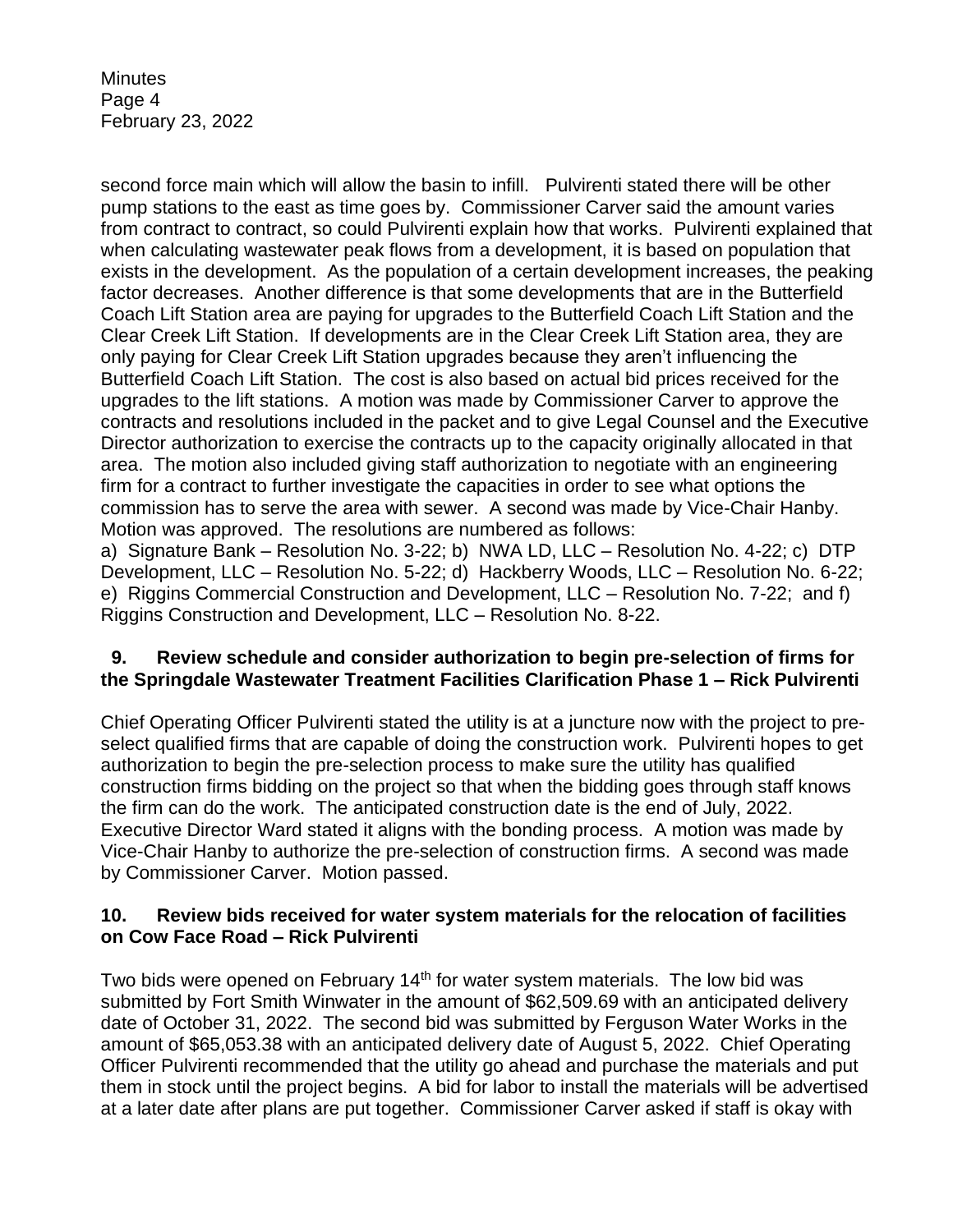second force main which will allow the basin to infill. Pulvirenti stated there will be other pump stations to the east as time goes by. Commissioner Carver said the amount varies from contract to contract, so could Pulvirenti explain how that works. Pulvirenti explained that when calculating wastewater peak flows from a development, it is based on population that exists in the development. As the population of a certain development increases, the peaking factor decreases. Another difference is that some developments that are in the Butterfield Coach Lift Station area are paying for upgrades to the Butterfield Coach Lift Station and the Clear Creek Lift Station. If developments are in the Clear Creek Lift Station area, they are only paying for Clear Creek Lift Station upgrades because they aren't influencing the Butterfield Coach Lift Station. The cost is also based on actual bid prices received for the upgrades to the lift stations. A motion was made by Commissioner Carver to approve the contracts and resolutions included in the packet and to give Legal Counsel and the Executive Director authorization to exercise the contracts up to the capacity originally allocated in that area. The motion also included giving staff authorization to negotiate with an engineering firm for a contract to further investigate the capacities in order to see what options the commission has to serve the area with sewer. A second was made by Vice-Chair Hanby. Motion was approved. The resolutions are numbered as follows:
a) Signature Bank – Resolution No. 3-22; b) NWA LD, LLC – Resolution No. 4-22; c) DTP Development, LLC – Resolution No. 5-22; d) Hackberry Woods, LLC – Resolution No. 6-22; e) Riggins Commercial Construction and Development, LLC – Resolution No. 7-22; and f) Riggins Construction and Development, LLC – Resolution No. 8-22.

**9. Review schedule and consider authorization to begin pre-selection of firms for the Springdale Wastewater Treatment Facilities Clarification Phase 1 – Rick Pulvirenti**

Chief Operating Officer Pulvirenti stated the utility is at a juncture now with the project to pre-select qualified firms that are capable of doing the construction work. Pulvirenti hopes to get authorization to begin the pre-selection process to make sure the utility has qualified construction firms bidding on the project so that when the bidding goes through staff knows the firm can do the work. The anticipated construction date is the end of July, 2022. Executive Director Ward stated it aligns with the bonding process. A motion was made by Vice-Chair Hanby to authorize the pre-selection of construction firms. A second was made by Commissioner Carver. Motion passed.

**10. Review bids received for water system materials for the relocation of facilities on Cow Face Road – Rick Pulvirenti**

Two bids were opened on February 14th for water system materials. The low bid was submitted by Fort Smith Winwater in the amount of $62,509.69 with an anticipated delivery date of October 31, 2022. The second bid was submitted by Ferguson Water Works in the amount of $65,053.38 with an anticipated delivery date of August 5, 2022. Chief Operating Officer Pulvirenti recommended that the utility go ahead and purchase the materials and put them in stock until the project begins. A bid for labor to install the materials will be advertised at a later date after plans are put together. Commissioner Carver asked if staff is okay with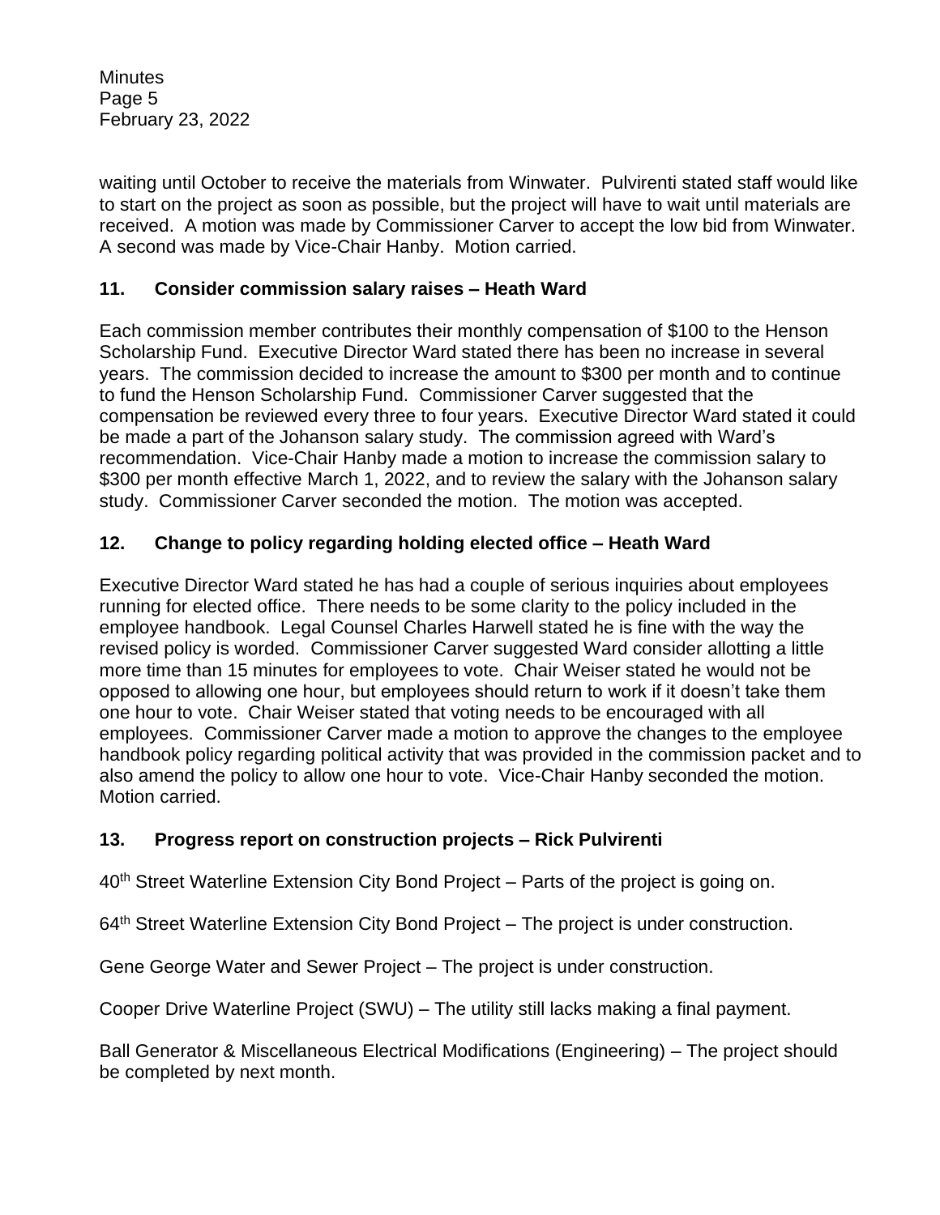waiting until October to receive the materials from Winwater. Pulvirenti stated staff would like to start on the project as soon as possible, but the project will have to wait until materials are received. A motion was made by Commissioner Carver to accept the low bid from Winwater. A second was made by Vice-Chair Hanby. Motion carried.

## 11. Consider commission salary raises – Heath Ward

Each commission member contributes their monthly compensation of $100 to the Henson Scholarship Fund. Executive Director Ward stated there has been no increase in several years. The commission decided to increase the amount to $300 per month and to continue to fund the Henson Scholarship Fund. Commissioner Carver suggested that the compensation be reviewed every three to four years. Executive Director Ward stated it could be made a part of the Johanson salary study. The commission agreed with Ward's recommendation. Vice-Chair Hanby made a motion to increase the commission salary to $300 per month effective March 1, 2022, and to review the salary with the Johanson salary study. Commissioner Carver seconded the motion. The motion was accepted.

## 12. Change to policy regarding holding elected office – Heath Ward

Executive Director Ward stated he has had a couple of serious inquiries about employees running for elected office. There needs to be some clarity to the policy included in the employee handbook. Legal Counsel Charles Harwell stated he is fine with the way the revised policy is worded. Commissioner Carver suggested Ward consider allotting a little more time than 15 minutes for employees to vote. Chair Weiser stated he would not be opposed to allowing one hour, but employees should return to work if it doesn't take them one hour to vote. Chair Weiser stated that voting needs to be encouraged with all employees. Commissioner Carver made a motion to approve the changes to the employee handbook policy regarding political activity that was provided in the commission packet and to also amend the policy to allow one hour to vote. Vice-Chair Hanby seconded the motion. Motion carried.

## 13. Progress report on construction projects – Rick Pulvirenti

40th Street Waterline Extension City Bond Project – Parts of the project is going on.

64th Street Waterline Extension City Bond Project – The project is under construction.

Gene George Water and Sewer Project – The project is under construction.

Cooper Drive Waterline Project (SWU) – The utility still lacks making a final payment.

Ball Generator & Miscellaneous Electrical Modifications (Engineering) – The project should be completed by next month.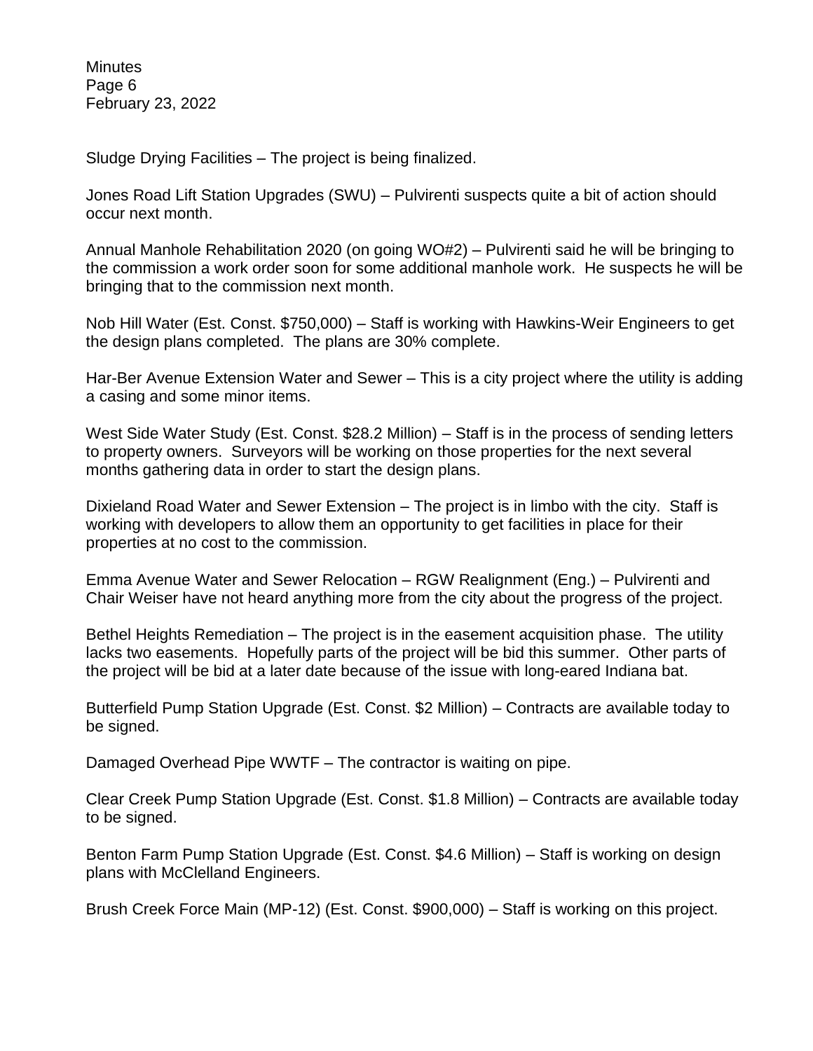Sludge Drying Facilities – The project is being finalized.

Jones Road Lift Station Upgrades (SWU) – Pulvirenti suspects quite a bit of action should occur next month.

Annual Manhole Rehabilitation 2020 (on going WO#2) – Pulvirenti said he will be bringing to the commission a work order soon for some additional manhole work. He suspects he will be bringing that to the commission next month.

Nob Hill Water (Est. Const. $750,000) – Staff is working with Hawkins-Weir Engineers to get the design plans completed. The plans are 30% complete.

Har-Ber Avenue Extension Water and Sewer – This is a city project where the utility is adding a casing and some minor items.

West Side Water Study (Est. Const. $28.2 Million) – Staff is in the process of sending letters to property owners. Surveyors will be working on those properties for the next several months gathering data in order to start the design plans.

Dixieland Road Water and Sewer Extension – The project is in limbo with the city. Staff is working with developers to allow them an opportunity to get facilities in place for their properties at no cost to the commission.

Emma Avenue Water and Sewer Relocation – RGW Realignment (Eng.) – Pulvirenti and Chair Weiser have not heard anything more from the city about the progress of the project.

Bethel Heights Remediation – The project is in the easement acquisition phase. The utility lacks two easements. Hopefully parts of the project will be bid this summer. Other parts of the project will be bid at a later date because of the issue with long-eared Indiana bat.

Butterfield Pump Station Upgrade (Est. Const. $2 Million) – Contracts are available today to be signed.

Damaged Overhead Pipe WWTF – The contractor is waiting on pipe.

Clear Creek Pump Station Upgrade (Est. Const. $1.8 Million) – Contracts are available today to be signed.

Benton Farm Pump Station Upgrade (Est. Const. $4.6 Million) – Staff is working on design plans with McClelland Engineers.

Brush Creek Force Main (MP-12) (Est. Const. $900,000) – Staff is working on this project.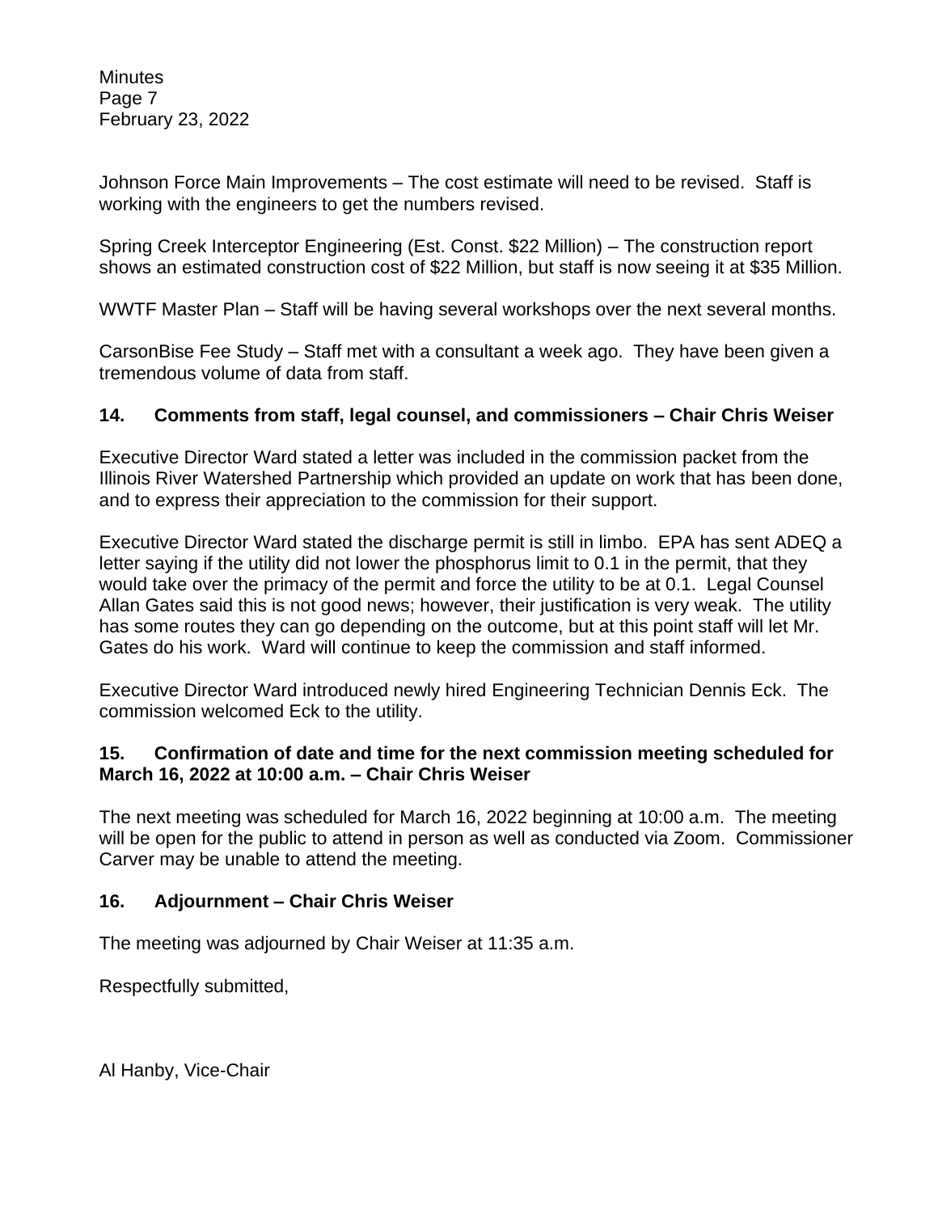Johnson Force Main Improvements – The cost estimate will need to be revised. Staff is working with the engineers to get the numbers revised.

Spring Creek Interceptor Engineering (Est. Const. $22 Million) – The construction report shows an estimated construction cost of $22 Million, but staff is now seeing it at $35 Million.

WWTF Master Plan – Staff will be having several workshops over the next several months.

CarsonBise Fee Study – Staff met with a consultant a week ago. They have been given a tremendous volume of data from staff.

## 14. Comments from staff, legal counsel, and commissioners – Chair Chris Weiser

Executive Director Ward stated a letter was included in the commission packet from the Illinois River Watershed Partnership which provided an update on work that has been done, and to express their appreciation to the commission for their support.

Executive Director Ward stated the discharge permit is still in limbo. EPA has sent ADEQ a letter saying if the utility did not lower the phosphorus limit to 0.1 in the permit, that they would take over the primacy of the permit and force the utility to be at 0.1. Legal Counsel Allan Gates said this is not good news; however, their justification is very weak. The utility has some routes they can go depending on the outcome, but at this point staff will let Mr. Gates do his work. Ward will continue to keep the commission and staff informed.

Executive Director Ward introduced newly hired Engineering Technician Dennis Eck. The commission welcomed Eck to the utility.

## 15. Confirmation of date and time for the next commission meeting scheduled for March 16, 2022 at 10:00 a.m. – Chair Chris Weiser

The next meeting was scheduled for March 16, 2022 beginning at 10:00 a.m. The meeting will be open for the public to attend in person as well as conducted via Zoom. Commissioner Carver may be unable to attend the meeting.

## 16. Adjournment – Chair Chris Weiser

The meeting was adjourned by Chair Weiser at 11:35 a.m.

Respectfully submitted,

Al Hanby, Vice-Chair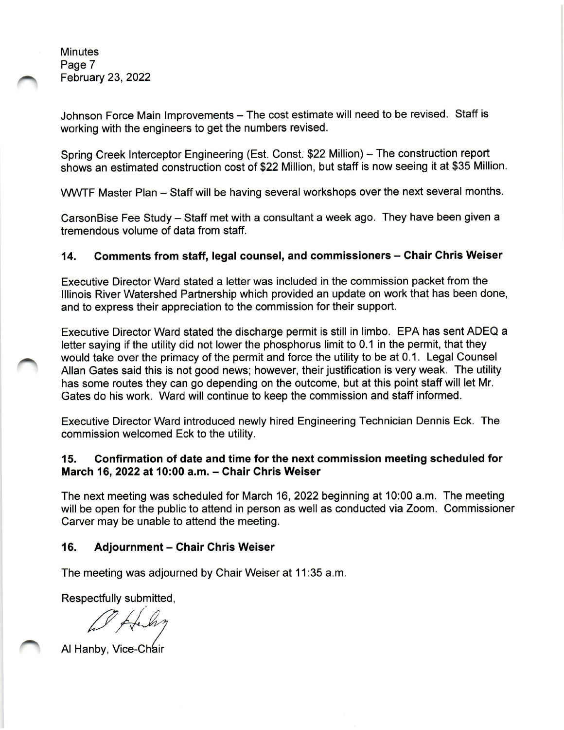Johnson Force Main Improvements – The cost estimate will need to be revised. Staff is working with the engineers to get the numbers revised.

Spring Creek Interceptor Engineering (Est. Const. $22 Million) – The construction report shows an estimated construction cost of $22 Million, but staff is now seeing it at $35 Million.

WWTF Master Plan – Staff will be having several workshops over the next several months.

CarsonBise Fee Study – Staff met with a consultant a week ago. They have been given a tremendous volume of data from staff.

### 14. Comments from staff, legal counsel, and commissioners – Chair Chris Weiser

Executive Director Ward stated a letter was included in the commission packet from the Illinois River Watershed Partnership which provided an update on work that has been done, and to express their appreciation to the commission for their support.

Executive Director Ward stated the discharge permit is still in limbo. EPA has sent ADEQ a letter saying if the utility did not lower the phosphorus limit to 0.1 in the permit, that they would take over the primacy of the permit and force the utility to be at 0.1. Legal Counsel Allan Gates said this is not good news; however, their justification is very weak. The utility has some routes they can go depending on the outcome, but at this point staff will let Mr. Gates do his work. Ward will continue to keep the commission and staff informed.

Executive Director Ward introduced newly hired Engineering Technician Dennis Eck. The commission welcomed Eck to the utility.

### 15. Confirmation of date and time for the next commission meeting scheduled for March 16, 2022 at 10:00 a.m. – Chair Chris Weiser

The next meeting was scheduled for March 16, 2022 beginning at 10:00 a.m. The meeting will be open for the public to attend in person as well as conducted via Zoom. Commissioner Carver may be unable to attend the meeting.

### 16. Adjournment – Chair Chris Weiser

The meeting was adjourned by Chair Weiser at 11:35 a.m.

Respectfully submitted,

Al Hanby, Vice-Chair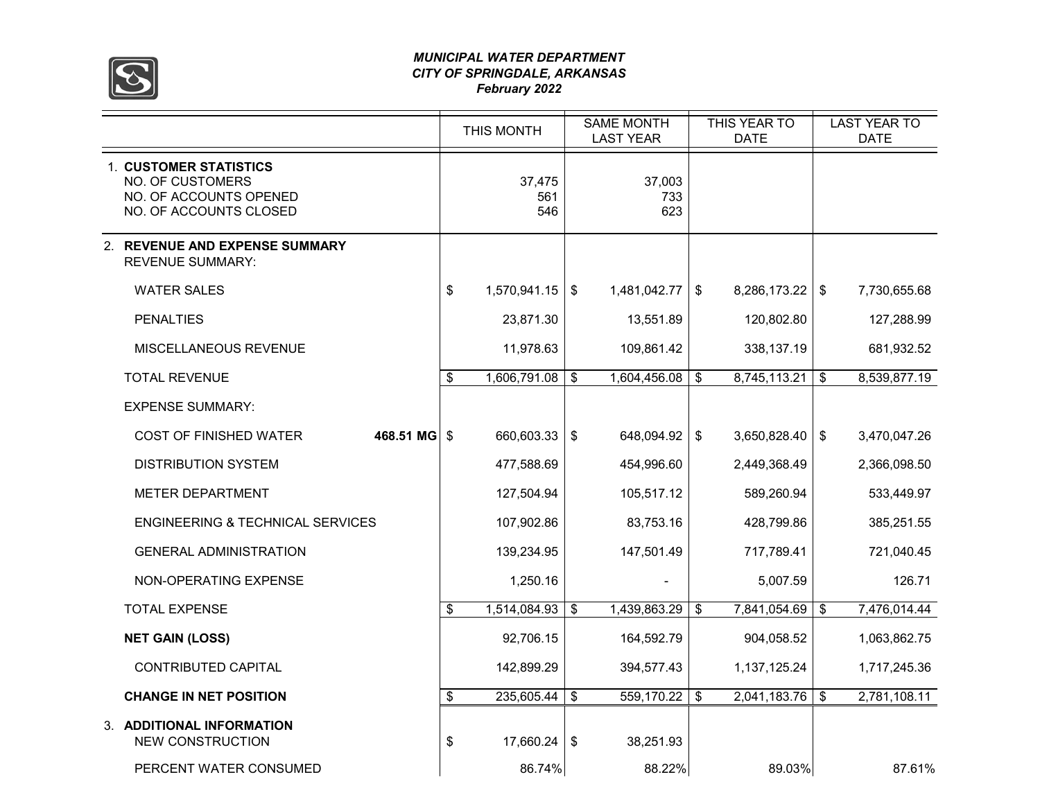*MUNICIPAL WATER DEPARTMENT*
*CITY OF SPRINGDALE, ARKANSAS*
*February 2022*

| | THIS MONTH | SAME MONTH LAST YEAR | THIS YEAR TO DATE | LAST YEAR TO DATE |
|---|---|---|---|---|
| 1. **CUSTOMER STATISTICS** | | | | |
| NO. OF CUSTOMERS | 37,475 | 37,003 | | |
| NO. OF ACCOUNTS OPENED | 561 | 733 | | |
| NO. OF ACCOUNTS CLOSED | 546 | 623 | | |
| 2. **REVENUE AND EXPENSE SUMMARY** | | | | |
| REVENUE SUMMARY: | | | | |
| WATER SALES | $ 1,570,941.15 | $ 1,481,042.77 | $ 8,286,173.22 | $ 7,730,655.68 |
| PENALTIES | 23,871.30 | 13,551.89 | 120,802.80 | 127,288.99 |
| MISCELLANEOUS REVENUE | 11,978.63 | 109,861.42 | 338,137.19 | 681,932.52 |
| TOTAL REVENUE | $ 1,606,791.08 | $ 1,604,456.08 | $ 8,745,113.21 | $ 8,539,877.19 |
| EXPENSE SUMMARY: | | | | |
| COST OF FINISHED WATER **468.51 MG** | $ 660,603.33 | $ 648,094.92 | $ 3,650,828.40 | $ 3,470,047.26 |
| DISTRIBUTION SYSTEM | 477,588.69 | 454,996.60 | 2,449,368.49 | 2,366,098.50 |
| METER DEPARTMENT | 127,504.94 | 105,517.12 | 589,260.94 | 533,449.97 |
| ENGINEERING & TECHNICAL SERVICES | 107,902.86 | 83,753.16 | 428,799.86 | 385,251.55 |
| GENERAL ADMINISTRATION | 139,234.95 | 147,501.49 | 717,789.41 | 721,040.45 |
| NON-OPERATING EXPENSE | 1,250.16 | - | 5,007.59 | 126.71 |
| TOTAL EXPENSE | $ 1,514,084.93 | $ 1,439,863.29 | $ 7,841,054.69 | $ 7,476,014.44 |
| **NET GAIN (LOSS)** | 92,706.15 | 164,592.79 | 904,058.52 | 1,063,862.75 |
| CONTRIBUTED CAPITAL | 142,899.29 | 394,577.43 | 1,137,125.24 | 1,717,245.36 |
| **CHANGE IN NET POSITION** | $ 235,605.44 | $ 559,170.22 | $ 2,041,183.76 | $ 2,781,108.11 |
| 3. **ADDITIONAL INFORMATION** | | | | |
| NEW CONSTRUCTION | $ 17,660.24 | $ 38,251.93 | | |
| PERCENT WATER CONSUMED | 86.74% | 88.22% | 89.03% | 87.61% |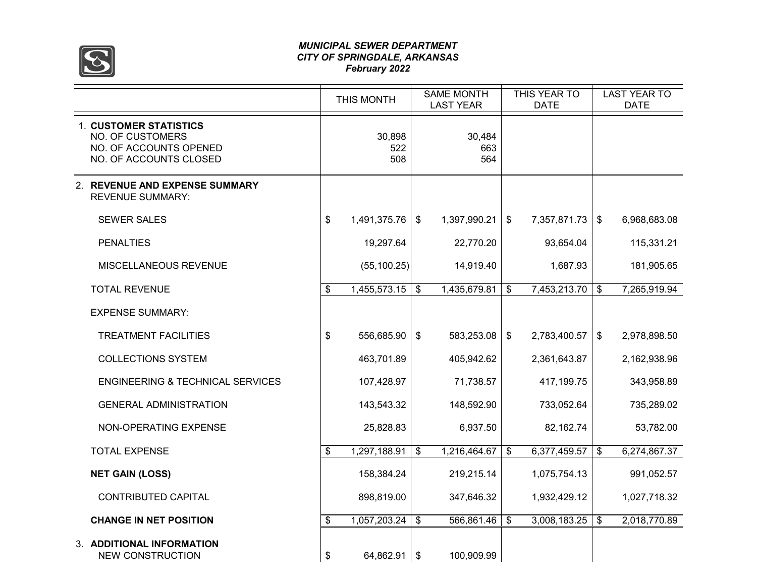*MUNICIPAL SEWER DEPARTMENT*
*CITY OF SPRINGDALE, ARKANSAS*
*February 2022*

| | THIS MONTH | SAME MONTH LAST YEAR | THIS YEAR TO DATE | LAST YEAR TO DATE |
|---|---|---|---|---|
| 1. **CUSTOMER STATISTICS** | | | | |
| NO. OF CUSTOMERS | 30,898 | 30,484 | | |
| NO. OF ACCOUNTS OPENED | 522 | 663 | | |
| NO. OF ACCOUNTS CLOSED | 508 | 564 | | |
| 2. **REVENUE AND EXPENSE SUMMARY** | | | | |
| REVENUE SUMMARY: | | | | |
| SEWER SALES | $ 1,491,375.76 | $ 1,397,990.21 | $ 7,357,871.73 | $ 6,968,683.08 |
| PENALTIES | 19,297.64 | 22,770.20 | 93,654.04 | 115,331.21 |
| MISCELLANEOUS REVENUE | (55,100.25) | 14,919.40 | 1,687.93 | 181,905.65 |
| TOTAL REVENUE | $ 1,455,573.15 | $ 1,435,679.81 | $ 7,453,213.70 | $ 7,265,919.94 |
| EXPENSE SUMMARY: | | | | |
| TREATMENT FACILITIES | $ 556,685.90 | $ 583,253.08 | $ 2,783,400.57 | $ 2,978,898.50 |
| COLLECTIONS SYSTEM | 463,701.89 | 405,942.62 | 2,361,643.87 | 2,162,938.96 |
| ENGINEERING & TECHNICAL SERVICES | 107,428.97 | 71,738.57 | 417,199.75 | 343,958.89 |
| GENERAL ADMINISTRATION | 143,543.32 | 148,592.90 | 733,052.64 | 735,289.02 |
| NON-OPERATING EXPENSE | 25,828.83 | 6,937.50 | 82,162.74 | 53,782.00 |
| TOTAL EXPENSE | $ 1,297,188.91 | $ 1,216,464.67 | $ 6,377,459.57 | $ 6,274,867.37 |
| **NET GAIN (LOSS)** | 158,384.24 | 219,215.14 | 1,075,754.13 | 991,052.57 |
| CONTRIBUTED CAPITAL | 898,819.00 | 347,646.32 | 1,932,429.12 | 1,027,718.32 |
| **CHANGE IN NET POSITION** | $ 1,057,203.24 | $ 566,861.46 | $ 3,008,183.25 | $ 2,018,770.89 |
| 3. **ADDITIONAL INFORMATION** | | | | |
| NEW CONSTRUCTION | $ 64,862.91 | $ 100,909.99 | | |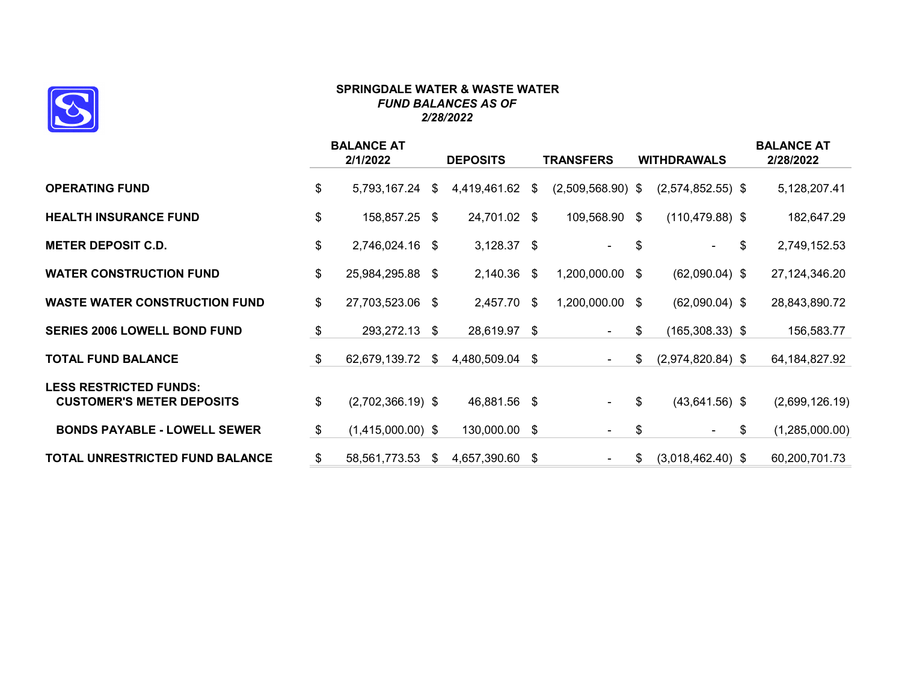# SPRINGDALE WATER & WASTE WATER

***FUND BALANCES AS OF***
***2/28/2022***

| | BALANCE AT 2/1/2022 | DEPOSITS | TRANSFERS | WITHDRAWALS | BALANCE AT 2/28/2022 |
|---|---|---|---|---|---|
| **OPERATING FUND** | $ 5,793,167.24 | $ 4,419,461.62 | $ (2,509,568.90) | $ (2,574,852.55) | $ 5,128,207.41 |
| **HEALTH INSURANCE FUND** | $ 158,857.25 | $ 24,701.02 | $ 109,568.90 | $ (110,479.88) | $ 182,647.29 |
| **METER DEPOSIT C.D.** | $ 2,746,024.16 | $ 3,128.37 | $ - | $ - | $ 2,749,152.53 |
| **WATER CONSTRUCTION FUND** | $ 25,984,295.88 | $ 2,140.36 | $ 1,200,000.00 | $ (62,090.04) | $ 27,124,346.20 |
| **WASTE WATER CONSTRUCTION FUND** | $ 27,703,523.06 | $ 2,457.70 | $ 1,200,000.00 | $ (62,090.04) | $ 28,843,890.72 |
| **SERIES 2006 LOWELL BOND FUND** | $ 293,272.13 | $ 28,619.97 | $ - | $ (165,308.33) | $ 156,583.77 |
| **TOTAL FUND BALANCE** | $ 62,679,139.72 | $ 4,480,509.04 | $ - | $ (2,974,820.84) | $ 64,184,827.92 |
| **LESS RESTRICTED FUNDS:** | | | | | |
| **CUSTOMER'S METER DEPOSITS** | $ (2,702,366.19) | $ 46,881.56 | $ - | $ (43,641.56) | $ (2,699,126.19) |
| **BONDS PAYABLE - LOWELL SEWER** | $ (1,415,000.00) | $ 130,000.00 | $ - | $ - | $ (1,285,000.00) |
| **TOTAL UNRESTRICTED FUND BALANCE** | $ 58,561,773.53 | $ 4,657,390.60 | $ - | $ (3,018,462.40) | $ 60,200,701.73 |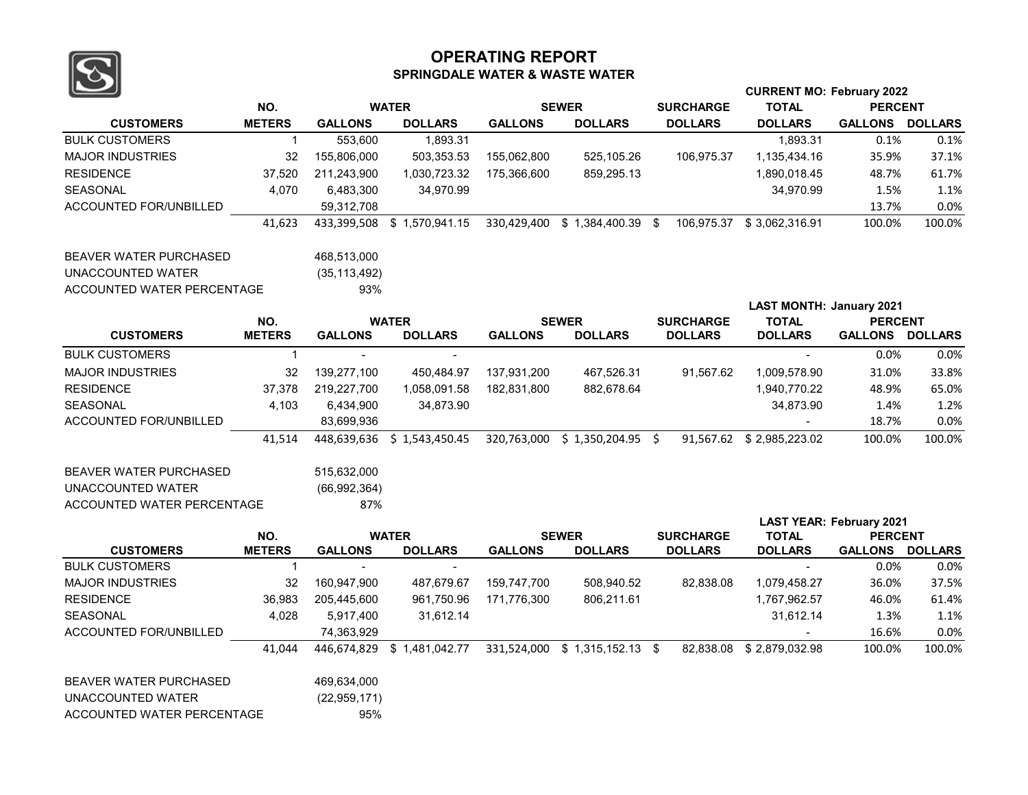# OPERATING REPORT

## SPRINGDALE WATER & WASTE WATER

**CURRENT MO: February 2022**

| CUSTOMERS | NO. METERS | WATER GALLONS | WATER DOLLARS | SEWER GALLONS | SEWER DOLLARS | SURCHARGE DOLLARS | TOTAL DOLLARS | PERCENT GALLONS | PERCENT DOLLARS |
|---|---|---|---|---|---|---|---|---|---|
| BULK CUSTOMERS | 1 | 553,600 | 1,893.31 | | | | 1,893.31 | 0.1% | 0.1% |
| MAJOR INDUSTRIES | 32 | 155,806,000 | 503,353.53 | 155,062,800 | 525,105.26 | 106,975.37 | 1,135,434.16 | 35.9% | 37.1% |
| RESIDENCE | 37,520 | 211,243,900 | 1,030,723.32 | 175,366,600 | 859,295.13 | | 1,890,018.45 | 48.7% | 61.7% |
| SEASONAL | 4,070 | 6,483,300 | 34,970.99 | | | | 34,970.99 | 1.5% | 1.1% |
| ACCOUNTED FOR/UNBILLED | | 59,312,708 | | | | | | 13.7% | 0.0% |
| | 41,623 | 433,399,508 | $ 1,570,941.15 | 330,429,400 | $ 1,384,400.39 | $ 106,975.37 | $ 3,062,316.91 | 100.0% | 100.0% |

| | |
|---|---|
| BEAVER WATER PURCHASED | 468,513,000 |
| UNACCOUNTED WATER | (35,113,492) |
| ACCOUNTED WATER PERCENTAGE | 93% |

**LAST MONTH: January 2021**

| CUSTOMERS | NO. METERS | WATER GALLONS | WATER DOLLARS | SEWER GALLONS | SEWER DOLLARS | SURCHARGE DOLLARS | TOTAL DOLLARS | PERCENT GALLONS | PERCENT DOLLARS |
|---|---|---|---|---|---|---|---|---|---|
| BULK CUSTOMERS | 1 | - | - | | | | - | 0.0% | 0.0% |
| MAJOR INDUSTRIES | 32 | 139,277,100 | 450,484.97 | 137,931,200 | 467,526.31 | 91,567.62 | 1,009,578.90 | 31.0% | 33.8% |
| RESIDENCE | 37,378 | 219,227,700 | 1,058,091.58 | 182,831,800 | 882,678.64 | | 1,940,770.22 | 48.9% | 65.0% |
| SEASONAL | 4,103 | 6,434,900 | 34,873.90 | | | | 34,873.90 | 1.4% | 1.2% |
| ACCOUNTED FOR/UNBILLED | | 83,699,936 | | | | | - | 18.7% | 0.0% |
| | 41,514 | 448,639,636 | $ 1,543,450.45 | 320,763,000 | $ 1,350,204.95 | $ 91,567.62 | $ 2,985,223.02 | 100.0% | 100.0% |

| | |
|---|---|
| BEAVER WATER PURCHASED | 515,632,000 |
| UNACCOUNTED WATER | (66,992,364) |
| ACCOUNTED WATER PERCENTAGE | 87% |

**LAST YEAR: February 2021**

| CUSTOMERS | NO. METERS | WATER GALLONS | WATER DOLLARS | SEWER GALLONS | SEWER DOLLARS | SURCHARGE DOLLARS | TOTAL DOLLARS | PERCENT GALLONS | PERCENT DOLLARS |
|---|---|---|---|---|---|---|---|---|---|
| BULK CUSTOMERS | 1 | - | - | | | | - | 0.0% | 0.0% |
| MAJOR INDUSTRIES | 32 | 160,947,900 | 487,679.67 | 159,747,700 | 508,940.52 | 82,838.08 | 1,079,458.27 | 36.0% | 37.5% |
| RESIDENCE | 36,983 | 205,445,600 | 961,750.96 | 171,776,300 | 806,211.61 | | 1,767,962.57 | 46.0% | 61.4% |
| SEASONAL | 4,028 | 5,917,400 | 31,612.14 | | | | 31,612.14 | 1.3% | 1.1% |
| ACCOUNTED FOR/UNBILLED | | 74,363,929 | | | | | - | 16.6% | 0.0% |
| | 41,044 | 446,674,829 | $ 1,481,042.77 | 331,524,000 | $ 1,315,152.13 | $ 82,838.08 | $ 2,879,032.98 | 100.0% | 100.0% |

| | |
|---|---|
| BEAVER WATER PURCHASED | 469,634,000 |
| UNACCOUNTED WATER | (22,959,171) |
| ACCOUNTED WATER PERCENTAGE | 95% |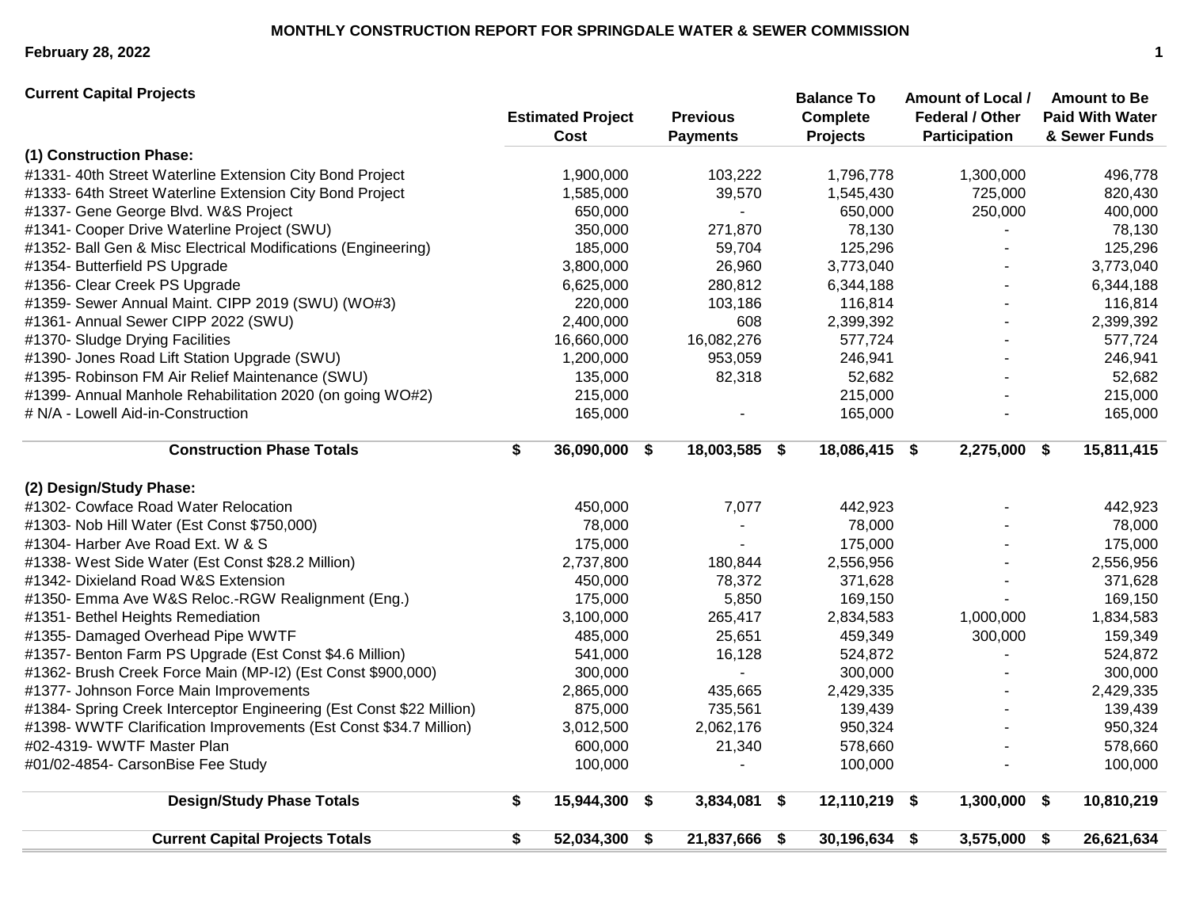# MONTHLY CONSTRUCTION REPORT FOR SPRINGDALE WATER & SEWER COMMISSION

**February 28, 2022**

| Current Capital Projects | Estimated Project Cost | Previous Payments | Balance To Complete Projects | Amount of Local / Federal / Other Participation | Amount to Be Paid With Water & Sewer Funds |
|---|---|---|---|---|---|
| **(1) Construction Phase:** | | | | | |
| #1331- 40th Street Waterline Extension City Bond Project | 1,900,000 | 103,222 | 1,796,778 | 1,300,000 | 496,778 |
| #1333- 64th Street Waterline Extension City Bond Project | 1,585,000 | 39,570 | 1,545,430 | 725,000 | 820,430 |
| #1337- Gene George Blvd. W&S Project | 650,000 | - | 650,000 | 250,000 | 400,000 |
| #1341- Cooper Drive Waterline Project (SWU) | 350,000 | 271,870 | 78,130 | - | 78,130 |
| #1352- Ball Gen & Misc Electrical Modifications (Engineering) | 185,000 | 59,704 | 125,296 | - | 125,296 |
| #1354- Butterfield PS Upgrade | 3,800,000 | 26,960 | 3,773,040 | - | 3,773,040 |
| #1356- Clear Creek PS Upgrade | 6,625,000 | 280,812 | 6,344,188 | - | 6,344,188 |
| #1359- Sewer Annual Maint. CIPP 2019 (SWU) (WO#3) | 220,000 | 103,186 | 116,814 | - | 116,814 |
| #1361- Annual Sewer CIPP 2022 (SWU) | 2,400,000 | 608 | 2,399,392 | - | 2,399,392 |
| #1370- Sludge Drying Facilities | 16,660,000 | 16,082,276 | 577,724 | - | 577,724 |
| #1390- Jones Road Lift Station Upgrade (SWU) | 1,200,000 | 953,059 | 246,941 | - | 246,941 |
| #1395- Robinson FM Air Relief Maintenance (SWU) | 135,000 | 82,318 | 52,682 | - | 52,682 |
| #1399- Annual Manhole Rehabilitation 2020 (on going WO#2) | 215,000 | | 215,000 | - | 215,000 |
| # N/A - Lowell Aid-in-Construction | 165,000 | - | 165,000 | - | 165,000 |
| **Construction Phase Totals** | **$ 36,090,000** | **$ 18,003,585** | **$ 18,086,415** | **$ 2,275,000** | **$ 15,811,415** |
| **(2) Design/Study Phase:** | | | | | |
| #1302- Cowface Road Water Relocation | 450,000 | 7,077 | 442,923 | - | 442,923 |
| #1303- Nob Hill Water (Est Const $750,000) | 78,000 | - | 78,000 | - | 78,000 |
| #1304- Harber Ave Road Ext. W & S | 175,000 | - | 175,000 | - | 175,000 |
| #1338- West Side Water (Est Const $28.2 Million) | 2,737,800 | 180,844 | 2,556,956 | - | 2,556,956 |
| #1342- Dixieland Road W&S Extension | 450,000 | 78,372 | 371,628 | - | 371,628 |
| #1350- Emma Ave W&S Reloc.-RGW Realignment (Eng.) | 175,000 | 5,850 | 169,150 | - | 169,150 |
| #1351- Bethel Heights Remediation | 3,100,000 | 265,417 | 2,834,583 | 1,000,000 | 1,834,583 |
| #1355- Damaged Overhead Pipe WWTF | 485,000 | 25,651 | 459,349 | 300,000 | 159,349 |
| #1357- Benton Farm PS Upgrade (Est Const $4.6 Million) | 541,000 | 16,128 | 524,872 | - | 524,872 |
| #1362- Brush Creek Force Main (MP-I2) (Est Const $900,000) | 300,000 | - | 300,000 | - | 300,000 |
| #1377- Johnson Force Main Improvements | 2,865,000 | 435,665 | 2,429,335 | - | 2,429,335 |
| #1384- Spring Creek Interceptor Engineering (Est Const $22 Million) | 875,000 | 735,561 | 139,439 | - | 139,439 |
| #1398- WWTF Clarification Improvements (Est Const $34.7 Million) | 3,012,500 | 2,062,176 | 950,324 | - | 950,324 |
| #02-4319- WWTF Master Plan | 600,000 | 21,340 | 578,660 | - | 578,660 |
| #01/02-4854- CarsonBise Fee Study | 100,000 | - | 100,000 | - | 100,000 |
| **Design/Study Phase Totals** | **$ 15,944,300** | **$ 3,834,081** | **$ 12,110,219** | **$ 1,300,000** | **$ 10,810,219** |
| **Current Capital Projects Totals** | **$ 52,034,300** | **$ 21,837,666** | **$ 30,196,634** | **$ 3,575,000** | **$ 26,621,634** |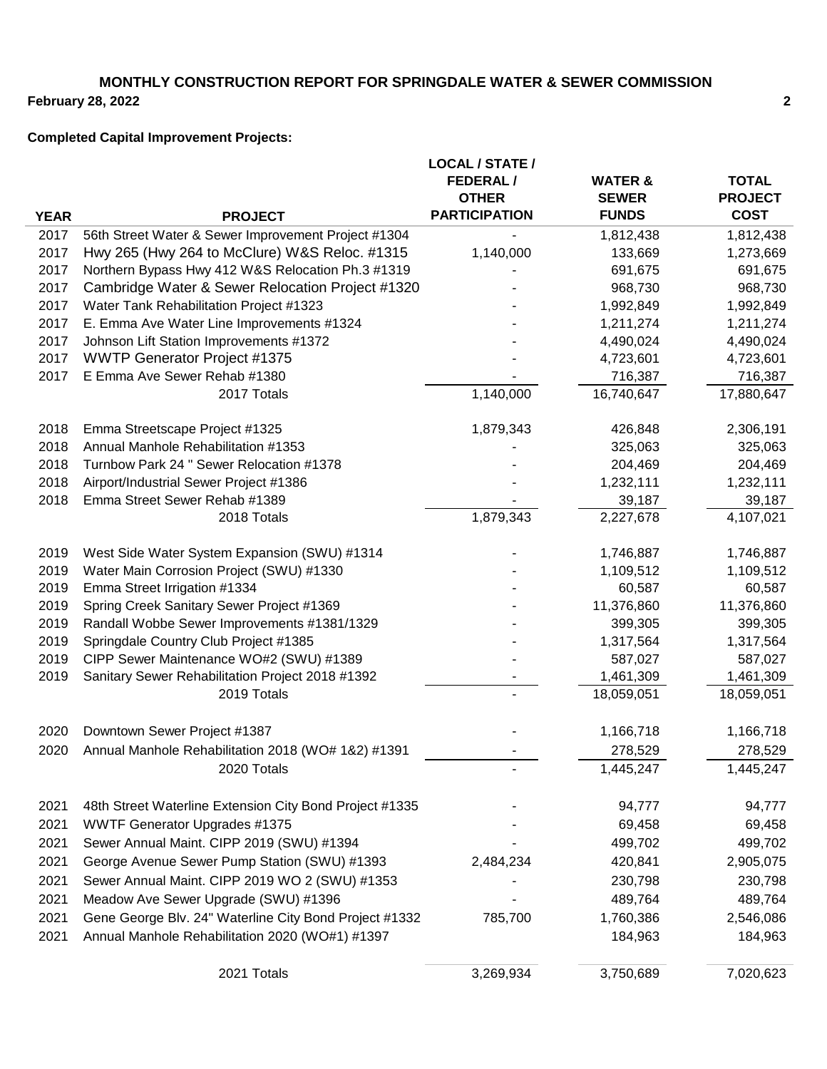# MONTHLY CONSTRUCTION REPORT FOR SPRINGDALE WATER & SEWER COMMISSION

**February 28, 2022**

**Completed Capital Improvement Projects:**

| YEAR | PROJECT | LOCAL / STATE / FEDERAL / OTHER PARTICIPATION | WATER & SEWER FUNDS | TOTAL PROJECT COST |
|---|---|---|---|---|
| 2017 | 56th Street Water & Sewer Improvement Project #1304 | - | 1,812,438 | 1,812,438 |
| 2017 | Hwy 265 (Hwy 264 to McClure) W&S Reloc. #1315 | 1,140,000 | 133,669 | 1,273,669 |
| 2017 | Northern Bypass Hwy 412 W&S Relocation Ph.3 #1319 | - | 691,675 | 691,675 |
| 2017 | Cambridge Water & Sewer Relocation Project #1320 | - | 968,730 | 968,730 |
| 2017 | Water Tank Rehabilitation Project #1323 | - | 1,992,849 | 1,992,849 |
| 2017 | E. Emma Ave Water Line Improvements #1324 | - | 1,211,274 | 1,211,274 |
| 2017 | Johnson Lift Station Improvements #1372 | - | 4,490,024 | 4,490,024 |
| 2017 | WWTP Generator Project #1375 | - | 4,723,601 | 4,723,601 |
| 2017 | E Emma Ave Sewer Rehab #1380 | - | 716,387 | 716,387 |
| | 2017 Totals | 1,140,000 | 16,740,647 | 17,880,647 |
| 2018 | Emma Streetscape Project #1325 | 1,879,343 | 426,848 | 2,306,191 |
| 2018 | Annual Manhole Rehabilitation #1353 | - | 325,063 | 325,063 |
| 2018 | Turnbow Park 24 " Sewer Relocation #1378 | - | 204,469 | 204,469 |
| 2018 | Airport/Industrial Sewer Project #1386 | - | 1,232,111 | 1,232,111 |
| 2018 | Emma Street Sewer Rehab #1389 | - | 39,187 | 39,187 |
| | 2018 Totals | 1,879,343 | 2,227,678 | 4,107,021 |
| 2019 | West Side Water System Expansion (SWU) #1314 | - | 1,746,887 | 1,746,887 |
| 2019 | Water Main Corrosion Project (SWU) #1330 | - | 1,109,512 | 1,109,512 |
| 2019 | Emma Street Irrigation #1334 | - | 60,587 | 60,587 |
| 2019 | Spring Creek Sanitary Sewer Project #1369 | - | 11,376,860 | 11,376,860 |
| 2019 | Randall Wobbe Sewer Improvements #1381/1329 | - | 399,305 | 399,305 |
| 2019 | Springdale Country Club Project #1385 | - | 1,317,564 | 1,317,564 |
| 2019 | CIPP Sewer Maintenance WO#2 (SWU) #1389 | - | 587,027 | 587,027 |
| 2019 | Sanitary Sewer Rehabilitation Project 2018 #1392 | - | 1,461,309 | 1,461,309 |
| | 2019 Totals | - | 18,059,051 | 18,059,051 |
| 2020 | Downtown Sewer Project #1387 | - | 1,166,718 | 1,166,718 |
| 2020 | Annual Manhole Rehabilitation 2018 (WO# 1&2) #1391 | - | 278,529 | 278,529 |
| | 2020 Totals | - | 1,445,247 | 1,445,247 |
| 2021 | 48th Street Waterline Extension City Bond Project #1335 | - | 94,777 | 94,777 |
| 2021 | WWTF Generator Upgrades #1375 | - | 69,458 | 69,458 |
| 2021 | Sewer Annual Maint. CIPP 2019 (SWU) #1394 | - | 499,702 | 499,702 |
| 2021 | George Avenue Sewer Pump Station (SWU) #1393 | 2,484,234 | 420,841 | 2,905,075 |
| 2021 | Sewer Annual Maint. CIPP 2019 WO 2 (SWU) #1353 | - | 230,798 | 230,798 |
| 2021 | Meadow Ave Sewer Upgrade (SWU) #1396 | - | 489,764 | 489,764 |
| 2021 | Gene George Blv. 24" Waterline City Bond Project #1332 | 785,700 | 1,760,386 | 2,546,086 |
| 2021 | Annual Manhole Rehabilitation 2020 (WO#1) #1397 | | 184,963 | 184,963 |
| | 2021 Totals | 3,269,934 | 3,750,689 | 7,020,623 |